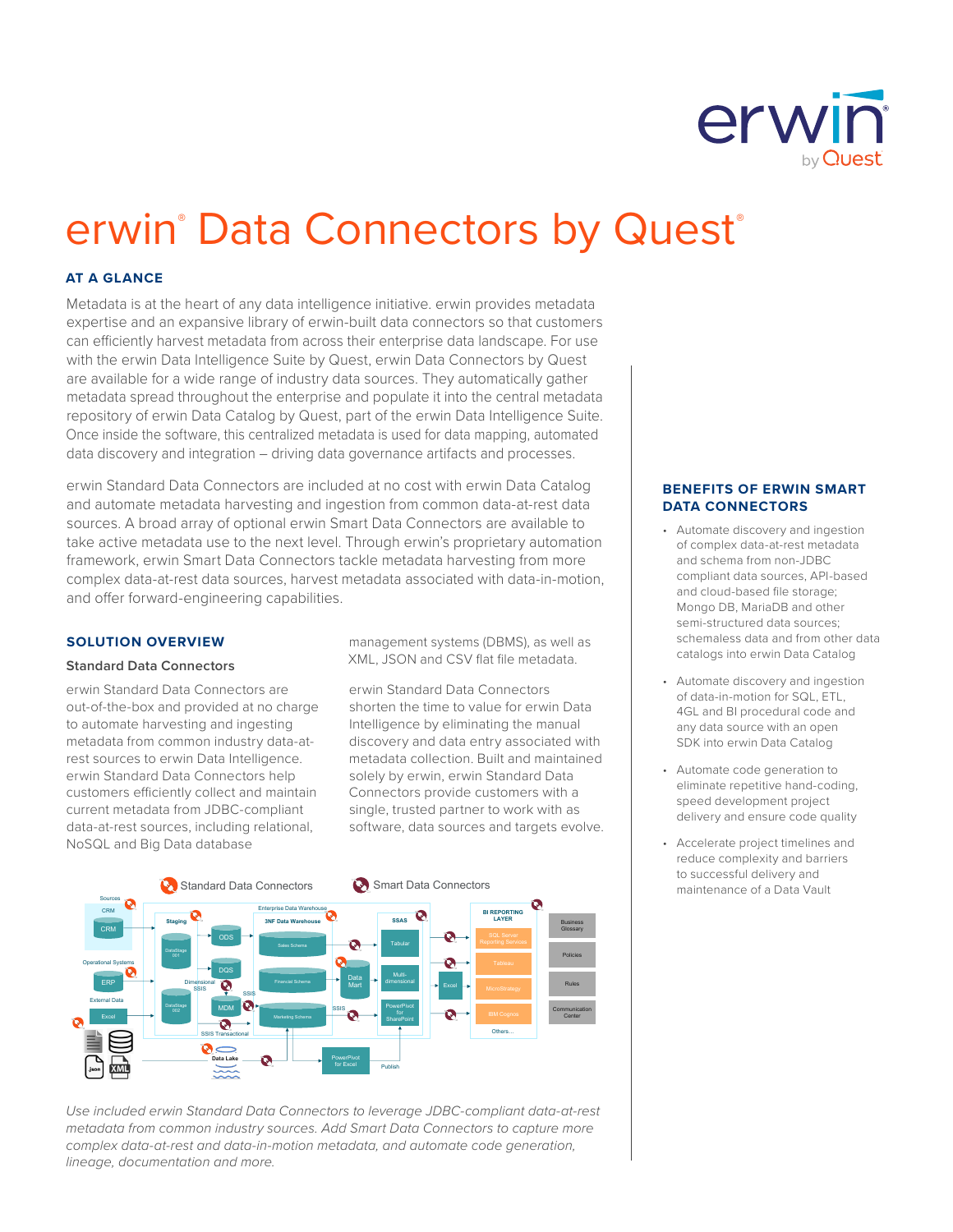# erwin® Data Connectors by Quest®

### AT A GLANCE

Metadata is at the heart of any data intelligence initiative. erwin provides metadata expertise and an expansive library of erwin-built data connectors so that customers can efficiently harvest metadata from across their enterprise data landscape. For use with the erwin Data Intelligence Suite by Quest, erwin Data Connectors by Quest are available for a wide range of industry data sources. They automatically gather metadata spread throughout the enterprise and populate it into the central metadata repository of erwin Data Catalog by Quest, part of the erwin Data Intelligence Suite. Once inside the software, this centralized metadata is used for data mapping, automated data discovery and integration – driving data governance artifacts and processes.

erwin Standard Data Connectors are included at no cost with erwin Data Catalog and automate metadata harvesting and ingestion from common data-at-rest data sources. A broad array of optional erwin Smart Data Connectors are available to take active metadata use to the next level. Through erwin's proprietary automation framework, erwin Smart Data Connectors tackle metadata harvesting from more complex data-at-rest data sources, harvest metadata associated with data-in-motion, and offer forward-engineering capabilities.

### SOLUTION OVERVIEW

#### Standard Data Connectors

erwin Standard Data Connectors are out-of-the-box and provided at no charge to automate harvesting and ingesting metadata from common industry data-at-rest sources to erwin Data Intelligence. erwin Standard Data Connectors help customers efficiently collect and maintain current metadata from JDBC-compliant data-at-rest sources, including relational, NoSQL and Big Data database management systems (DBMS), as well as XML, JSON and CSV flat file metadata.

erwin Standard Data Connectors shorten the time to value for erwin Data Intelligence by eliminating the manual discovery and data entry associated with metadata collection. Built and maintained solely by erwin, erwin Standard Data Connectors provide customers with a single, trusted partner to work with as software, data sources and targets evolve.

*Use included erwin Standard Data Connectors to leverage JDBC-compliant data-at-rest metadata from common industry sources. Add Smart Data Connectors to capture more complex data-at-rest and data-in-motion metadata, and automate code generation, lineage, documentation and more.*

### BENEFITS OF ERWIN SMART DATA CONNECTORS

- Automate discovery and ingestion of complex data-at-rest metadata and schema from non-JDBC compliant data sources, API-based and cloud-based file storage; Mongo DB, MariaDB and other semi-structured data sources; schemaless data and from other data catalogs into erwin Data Catalog
- Automate discovery and ingestion of data-in-motion for SQL, ETL, 4GL and BI procedural code and any data source with an open SDK into erwin Data Catalog
- Automate code generation to eliminate repetitive hand-coding, speed development project delivery and ensure code quality
- Accelerate project timelines and reduce complexity and barriers to successful delivery and maintenance of a Data Vault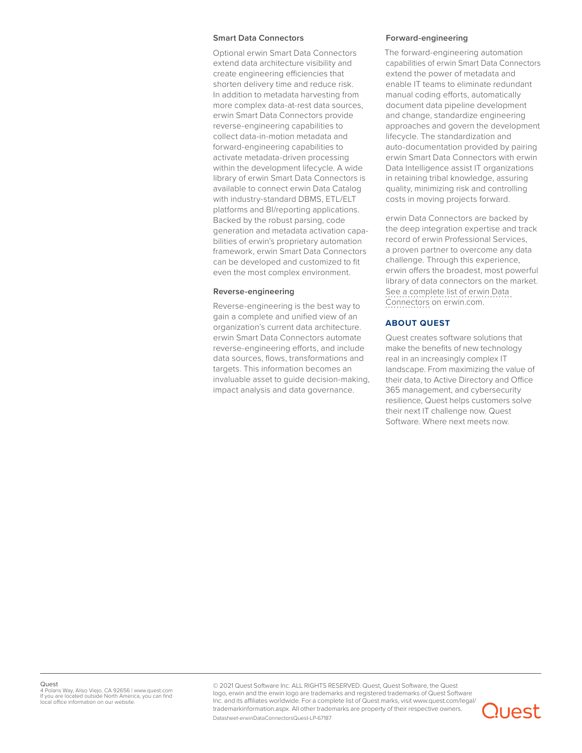### Smart Data Connectors

Optional erwin Smart Data Connectors extend data architecture visibility and create engineering efficiencies that shorten delivery time and reduce risk. In addition to metadata harvesting from more complex data-at-rest data sources, erwin Smart Data Connectors provide reverse-engineering capabilities to collect data-in-motion metadata and forward-engineering capabilities to activate metadata-driven processing within the development lifecycle. A wide library of erwin Smart Data Connectors is available to connect erwin Data Catalog with industry-standard DBMS, ETL/ELT platforms and BI/reporting applications. Backed by the robust parsing, code generation and metadata activation capabilities of erwin's proprietary automation framework, erwin Smart Data Connectors can be developed and customized to fit even the most complex environment.

### Reverse-engineering

Reverse-engineering is the best way to gain a complete and unified view of an organization's current data architecture. erwin Smart Data Connectors automate reverse-engineering efforts, and include data sources, flows, transformations and targets. This information becomes an invaluable asset to guide decision-making, impact analysis and data governance.

### Forward-engineering

The forward-engineering automation capabilities of erwin Smart Data Connectors extend the power of metadata and enable IT teams to eliminate redundant manual coding efforts, automatically document data pipeline development and change, standardize engineering approaches and govern the development lifecycle. The standardization and auto-documentation provided by pairing erwin Smart Data Connectors with erwin Data Intelligence assist IT organizations in retaining tribal knowledge, assuring quality, minimizing risk and controlling costs in moving projects forward.

erwin Data Connectors are backed by the deep integration expertise and track record of erwin Professional Services, a proven partner to overcome any data challenge. Through this experience, erwin offers the broadest, most powerful library of data connectors on the market. See a complete list of erwin Data Connectors on erwin.com.

## ABOUT QUEST

Quest creates software solutions that make the benefits of new technology real in an increasingly complex IT landscape. From maximizing the value of their data, to Active Directory and Office 365 management, and cybersecurity resilience, Quest helps customers solve their next IT challenge now. Quest Software. Where next meets now.

Quest
4 Polaris Way, Aliso Viejo, CA 92656 | www.quest.com
If you are located outside North America, you can find local office information on our website.

© 2021 Quest Software Inc. ALL RIGHTS RESERVED. Quest, Quest Software, the Quest logo, erwin and the erwin logo are trademarks and registered trademarks of Quest Software Inc. and its affiliates worldwide. For a complete list of Quest marks, visit www.quest.com/legal/trademarkinformation.aspx. All other trademarks are property of their respective owners.

Datasheet-erwinDataConnectorsQuest-LP-67187